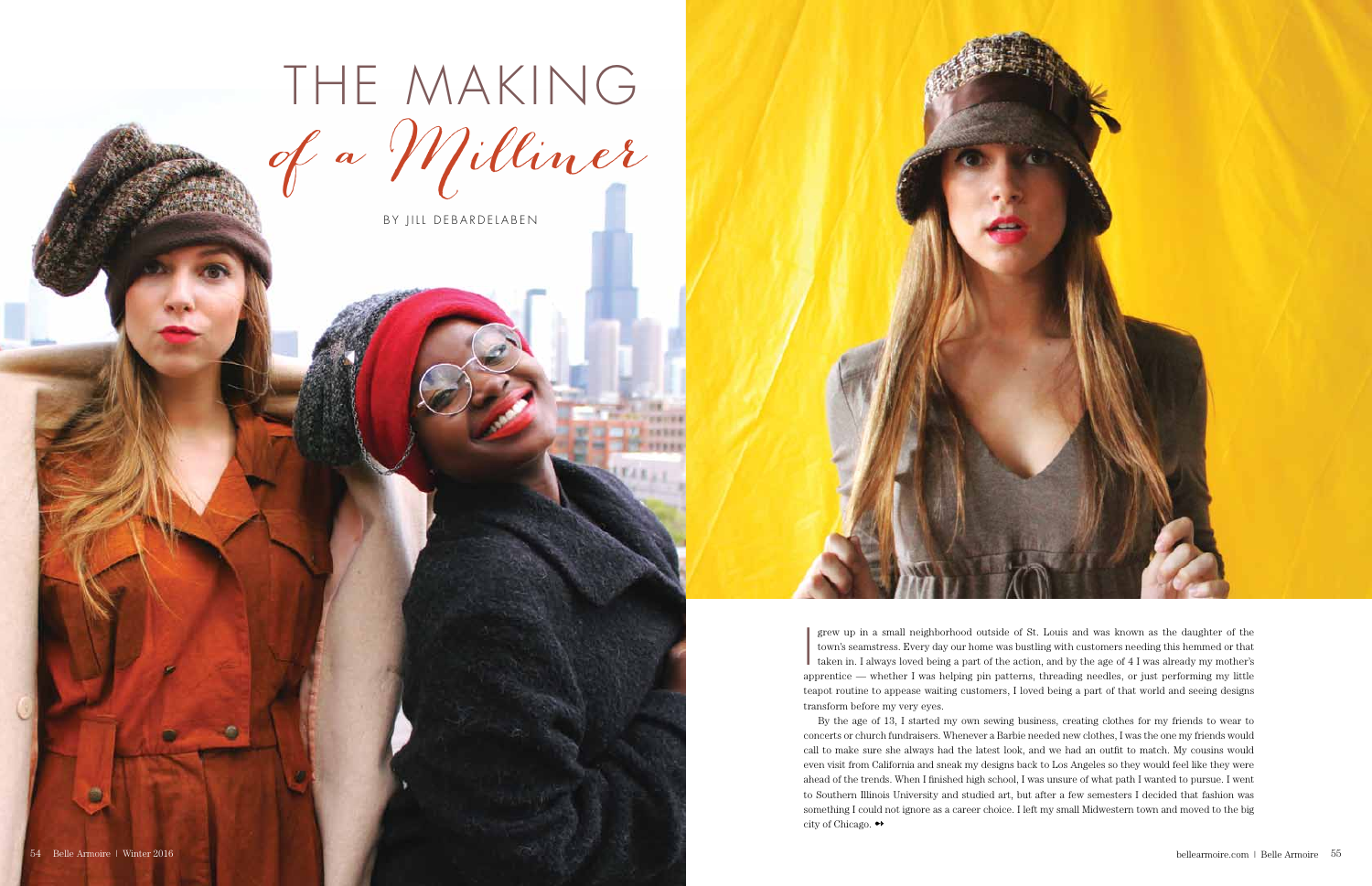# THE MAKING *of a Milliner*

BY JILL DEBARDELABEN

I grew up in a small neighborhood outside of St. Louis and was known as the daughter of the town's seamstress. Every day our home was bustling with customers needing this hemmed or that taken in. I always loved being a part of the action, and by the age of 4 I was already my mother's apprentice — whether I was helping pin patterns, threading needles, or just performing my little teapot routine to appease waiting customers, I loved being a part of that world and seeing designs transform before my very eyes.

By the age of 13, I started my own sewing business, creating clothes for my friends to wear to concerts or church fundraisers. Whenever a Barbie needed new clothes, I was the one my friends would call to make sure she always had the latest look, and we had an outfit to match. My cousins would even visit from California and sneak my designs back to Los Angeles so they would feel like they were ahead of the trends. When I finished high school, I was unsure of what path I wanted to pursue. I went to Southern Illinois University and studied art, but after a few semesters I decided that fashion was something I could not ignore as a career choice. I left my small Midwestern town and moved to the big city of Chicago. ➻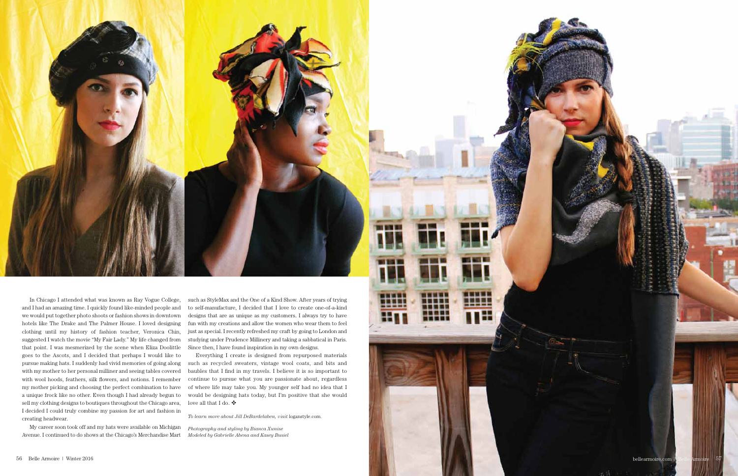In Chicago I attended what was known as Ray Vogue College, and I had an amazing time. I quickly found like-minded people and we would put together photo shoots or fashion shows in downtown hotels like The Drake and The Palmer House. I loved designing clothing until my history of fashion teacher, Veronica Chin, suggested I watch the movie "My Fair Lady." My life changed from that point. I was mesmerized by the scene when Eliza Doolittle goes to the Ascots, and I decided that perhaps I would like to pursue making hats. I suddenly had vivid memories of going along with my mother to her personal milliner and seeing tables covered with wool hoods, feathers, silk flowers, and notions. I remember my mother picking and choosing the perfect combination to have a unique frock like no other. Even though I had already begun to sell my clothing designs to boutiques throughout the Chicago area, I decided I could truly combine my passion for art and fashion in creating headwear.

My career soon took off and my hats were available on Michigan Avenue. I continued to do shows at the Chicago's Merchandise Mart such as StyleMax and the One of a Kind Show. After years of trying to self-manufacture, I decided that I love to create one-of-a-kind designs that are as unique as my customers. I always try to have fun with my creations and allow the women who wear them to feel just as special. I recently refreshed my craft by going to London and studying under Prudence Millinery and taking a sabbatical in Paris. Since then, I have found inspiration in my own designs.

Everything I create is designed from repurposed materials such as recycled sweaters, vintage wool coats, and bits and baubles that I find in my travels. I believe it is so important to continue to pursue what you are passionate about, regardless of where life may take you. My younger self had no idea that I would be designing hats today, but I'm positive that she would love all that I do. ❖

*To learn more about Jill DeBardelaben, visit* loganstyle.com.

*Photography and styling by Bianca Xunise*
*Modeled by Gabrielle Abena and Kasey Busiel*